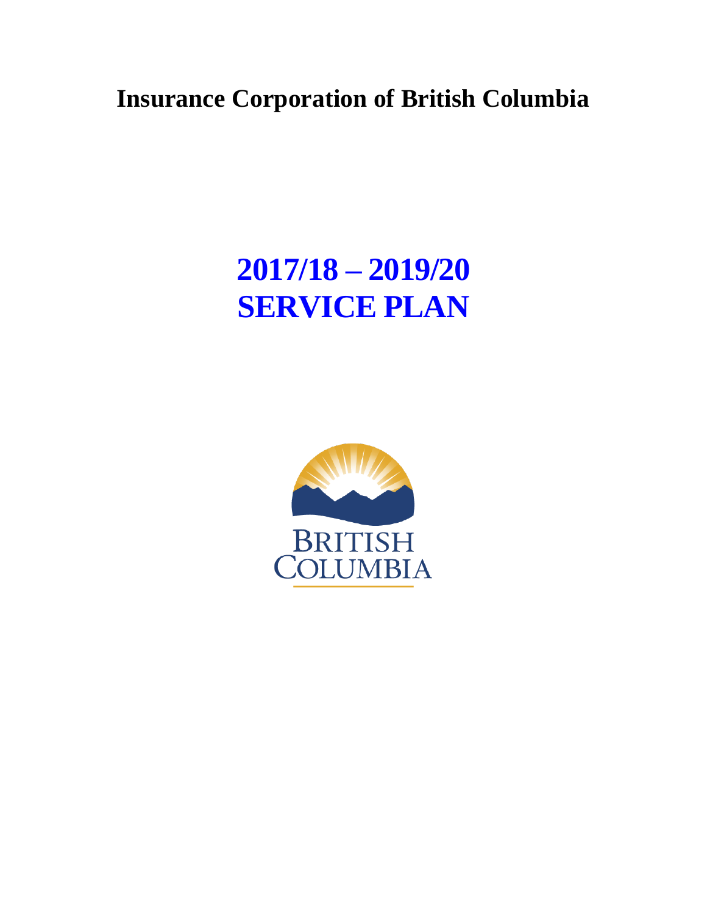# Insurance Corporation of British Columbia

# 2017/18 – 2019/20 SERVICE PLAN

BRITISH COLUMBIA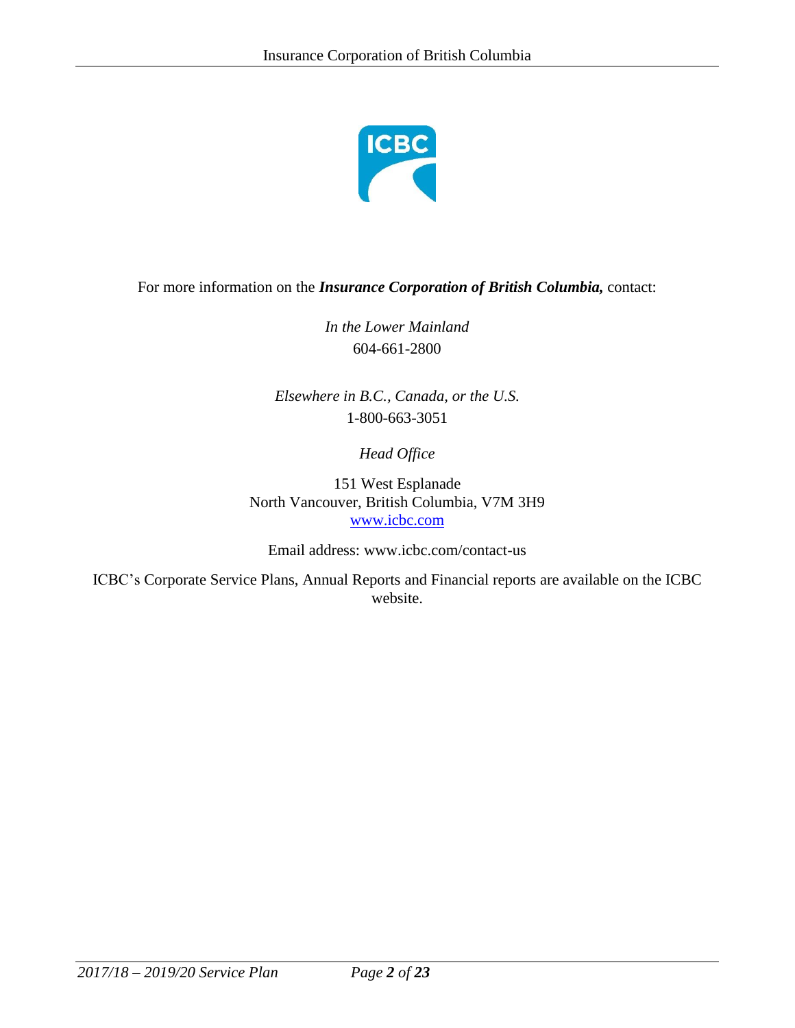For more information on the ***Insurance Corporation of British Columbia,*** contact:

*In the Lower Mainland*
604-661-2800

*Elsewhere in B.C., Canada, or the U.S.*
1-800-663-3051

*Head Office*

151 West Esplanade
North Vancouver, British Columbia, V7M 3H9
[www.icbc.com](http://www.icbc.com)

Email address: www.icbc.com/contact-us

ICBC's Corporate Service Plans, Annual Reports and Financial reports are available on the ICBC website.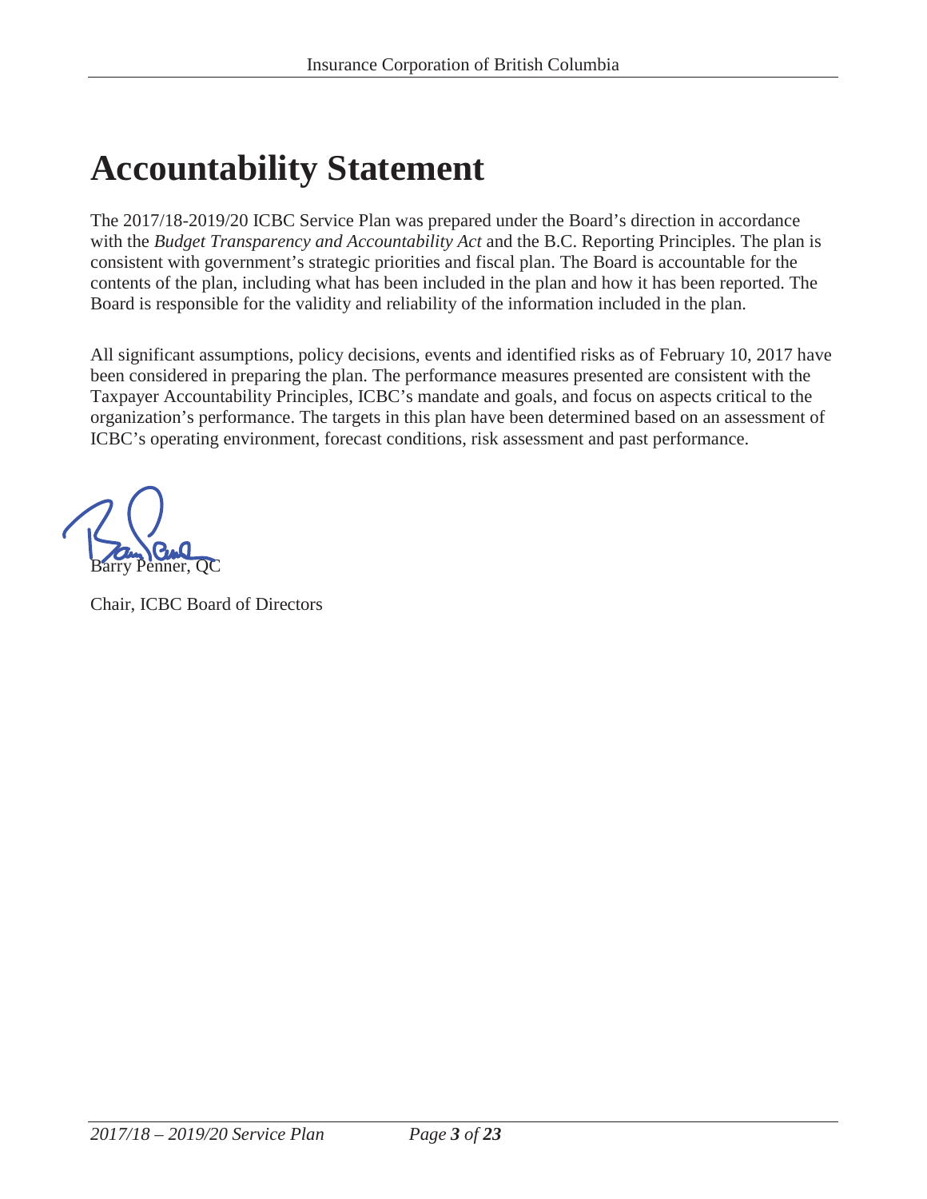# Accountability Statement

The 2017/18-2019/20 ICBC Service Plan was prepared under the Board's direction in accordance with the *Budget Transparency and Accountability Act* and the B.C. Reporting Principles. The plan is consistent with government's strategic priorities and fiscal plan. The Board is accountable for the contents of the plan, including what has been included in the plan and how it has been reported. The Board is responsible for the validity and reliability of the information included in the plan.

All significant assumptions, policy decisions, events and identified risks as of February 10, 2017 have been considered in preparing the plan. The performance measures presented are consistent with the Taxpayer Accountability Principles, ICBC's mandate and goals, and focus on aspects critical to the organization's performance. The targets in this plan have been determined based on an assessment of ICBC's operating environment, forecast conditions, risk assessment and past performance.

Barry Penner, QC

Chair, ICBC Board of Directors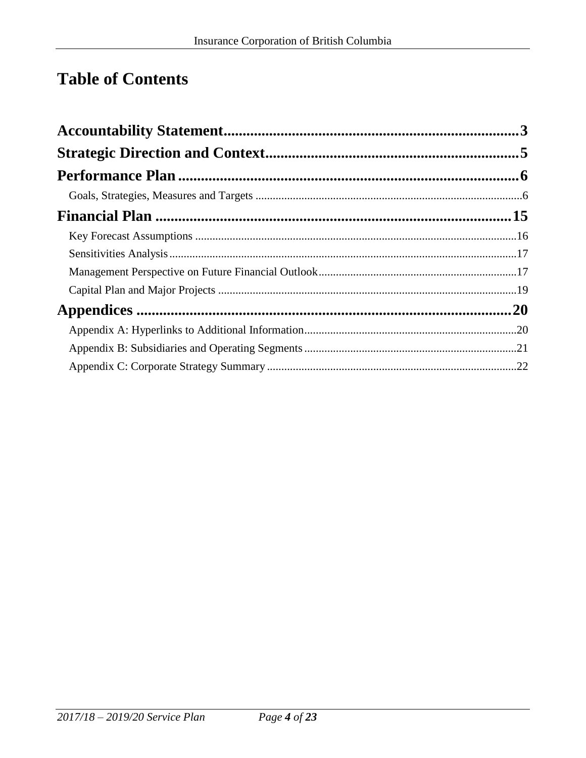# Table of Contents

**Accountability Statement** .................................................................................... **3**

**Strategic Direction and Context** ......................................................................... **5**

**Performance Plan** ................................................................................................. **6**

- Goals, Strategies, Measures and Targets ............................................................................. 6

**Financial Plan** ...................................................................................................... **15**

- Key Forecast Assumptions ..................................................................................................... 16
- Sensitivities Analysis ............................................................................................................... 17
- Management Perspective on Future Financial Outlook .......................................................... 17
- Capital Plan and Major Projects ............................................................................................. 19

**Appendices** .......................................................................................................... **20**

- Appendix A: Hyperlinks to Additional Information ................................................................ 20
- Appendix B: Subsidiaries and Operating Segments ................................................................ 21
- Appendix C: Corporate Strategy Summary ............................................................................. 22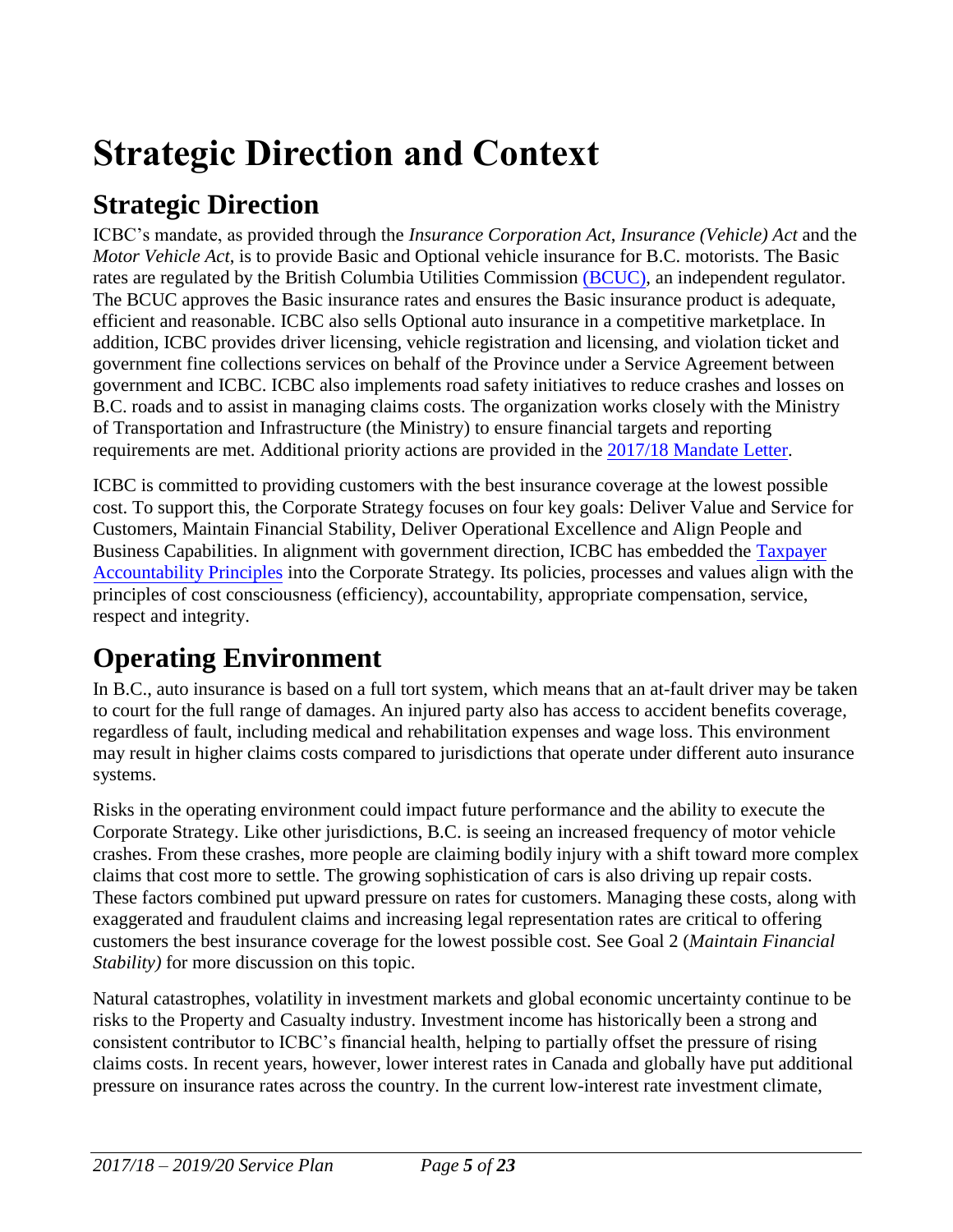# Strategic Direction and Context

## Strategic Direction

ICBC's mandate, as provided through the *Insurance Corporation Act*, *Insurance (Vehicle) Act* and the *Motor Vehicle Act*, is to provide Basic and Optional vehicle insurance for B.C. motorists. The Basic rates are regulated by the British Columbia Utilities Commission (BCUC), an independent regulator. The BCUC approves the Basic insurance rates and ensures the Basic insurance product is adequate, efficient and reasonable. ICBC also sells Optional auto insurance in a competitive marketplace. In addition, ICBC provides driver licensing, vehicle registration and licensing, and violation ticket and government fine collections services on behalf of the Province under a Service Agreement between government and ICBC. ICBC also implements road safety initiatives to reduce crashes and losses on B.C. roads and to assist in managing claims costs. The organization works closely with the Ministry of Transportation and Infrastructure (the Ministry) to ensure financial targets and reporting requirements are met. Additional priority actions are provided in the 2017/18 Mandate Letter.

ICBC is committed to providing customers with the best insurance coverage at the lowest possible cost. To support this, the Corporate Strategy focuses on four key goals: Deliver Value and Service for Customers, Maintain Financial Stability, Deliver Operational Excellence and Align People and Business Capabilities. In alignment with government direction, ICBC has embedded the Taxpayer Accountability Principles into the Corporate Strategy. Its policies, processes and values align with the principles of cost consciousness (efficiency), accountability, appropriate compensation, service, respect and integrity.

## Operating Environment

In B.C., auto insurance is based on a full tort system, which means that an at-fault driver may be taken to court for the full range of damages. An injured party also has access to accident benefits coverage, regardless of fault, including medical and rehabilitation expenses and wage loss. This environment may result in higher claims costs compared to jurisdictions that operate under different auto insurance systems.

Risks in the operating environment could impact future performance and the ability to execute the Corporate Strategy. Like other jurisdictions, B.C. is seeing an increased frequency of motor vehicle crashes. From these crashes, more people are claiming bodily injury with a shift toward more complex claims that cost more to settle. The growing sophistication of cars is also driving up repair costs. These factors combined put upward pressure on rates for customers. Managing these costs, along with exaggerated and fraudulent claims and increasing legal representation rates are critical to offering customers the best insurance coverage for the lowest possible cost. See Goal 2 (*Maintain Financial Stability)* for more discussion on this topic.

Natural catastrophes, volatility in investment markets and global economic uncertainty continue to be risks to the Property and Casualty industry. Investment income has historically been a strong and consistent contributor to ICBC's financial health, helping to partially offset the pressure of rising claims costs. In recent years, however, lower interest rates in Canada and globally have put additional pressure on insurance rates across the country. In the current low-interest rate investment climate,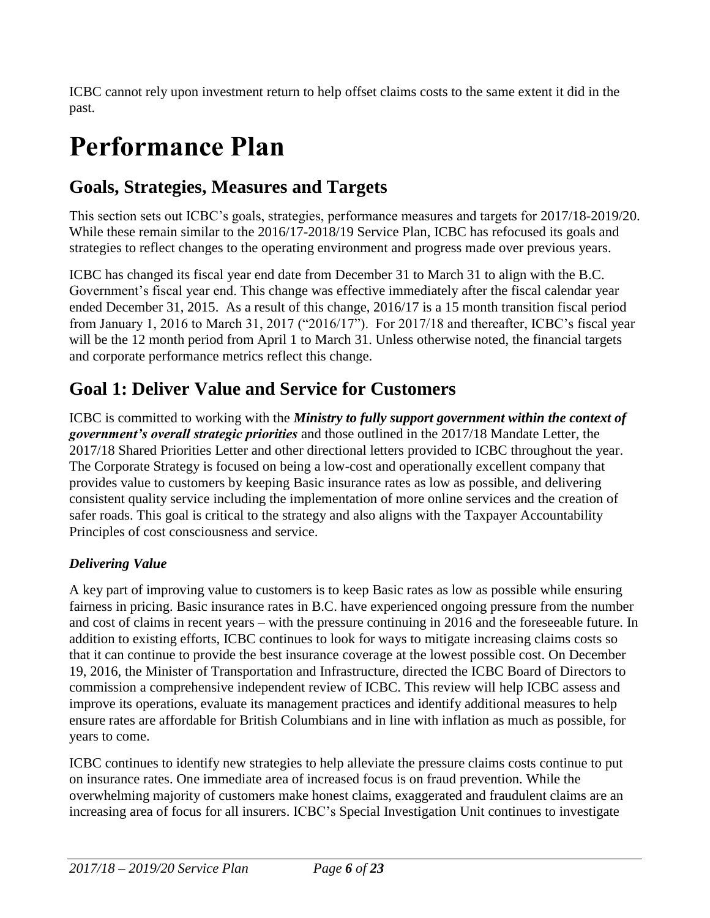ICBC cannot rely upon investment return to help offset claims costs to the same extent it did in the past.

# Performance Plan

## Goals, Strategies, Measures and Targets

This section sets out ICBC's goals, strategies, performance measures and targets for 2017/18-2019/20. While these remain similar to the 2016/17-2018/19 Service Plan, ICBC has refocused its goals and strategies to reflect changes to the operating environment and progress made over previous years.

ICBC has changed its fiscal year end date from December 31 to March 31 to align with the B.C. Government's fiscal year end. This change was effective immediately after the fiscal calendar year ended December 31, 2015. As a result of this change, 2016/17 is a 15 month transition fiscal period from January 1, 2016 to March 31, 2017 ("2016/17"). For 2017/18 and thereafter, ICBC's fiscal year will be the 12 month period from April 1 to March 31. Unless otherwise noted, the financial targets and corporate performance metrics reflect this change.

## Goal 1: Deliver Value and Service for Customers

ICBC is committed to working with the ***Ministry to fully support government within the context of government's overall strategic priorities*** and those outlined in the 2017/18 Mandate Letter, the 2017/18 Shared Priorities Letter and other directional letters provided to ICBC throughout the year. The Corporate Strategy is focused on being a low-cost and operationally excellent company that provides value to customers by keeping Basic insurance rates as low as possible, and delivering consistent quality service including the implementation of more online services and the creation of safer roads. This goal is critical to the strategy and also aligns with the Taxpayer Accountability Principles of cost consciousness and service.

### *Delivering Value*

A key part of improving value to customers is to keep Basic rates as low as possible while ensuring fairness in pricing. Basic insurance rates in B.C. have experienced ongoing pressure from the number and cost of claims in recent years – with the pressure continuing in 2016 and the foreseeable future. In addition to existing efforts, ICBC continues to look for ways to mitigate increasing claims costs so that it can continue to provide the best insurance coverage at the lowest possible cost. On December 19, 2016, the Minister of Transportation and Infrastructure, directed the ICBC Board of Directors to commission a comprehensive independent review of ICBC. This review will help ICBC assess and improve its operations, evaluate its management practices and identify additional measures to help ensure rates are affordable for British Columbians and in line with inflation as much as possible, for years to come.

ICBC continues to identify new strategies to help alleviate the pressure claims costs continue to put on insurance rates. One immediate area of increased focus is on fraud prevention. While the overwhelming majority of customers make honest claims, exaggerated and fraudulent claims are an increasing area of focus for all insurers. ICBC's Special Investigation Unit continues to investigate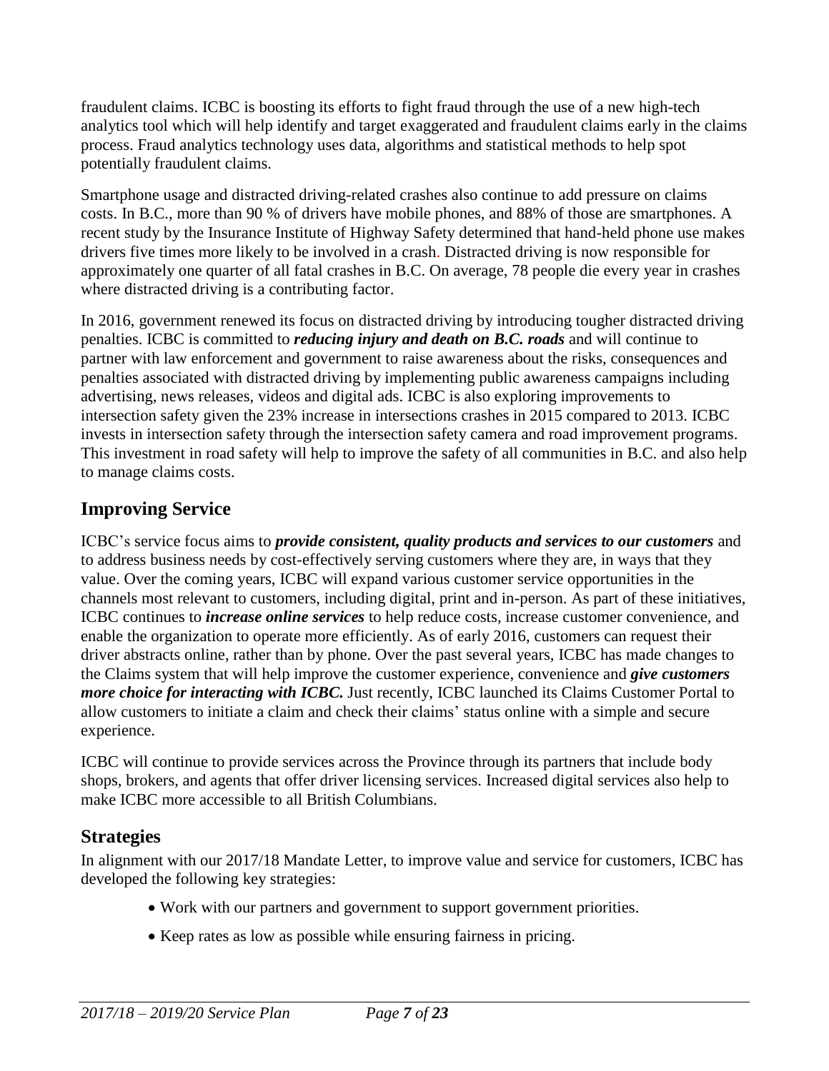fraudulent claims. ICBC is boosting its efforts to fight fraud through the use of a new high-tech analytics tool which will help identify and target exaggerated and fraudulent claims early in the claims process. Fraud analytics technology uses data, algorithms and statistical methods to help spot potentially fraudulent claims.

Smartphone usage and distracted driving-related crashes also continue to add pressure on claims costs. In B.C., more than 90 % of drivers have mobile phones, and 88% of those are smartphones. A recent study by the Insurance Institute of Highway Safety determined that hand-held phone use makes drivers five times more likely to be involved in a crash. Distracted driving is now responsible for approximately one quarter of all fatal crashes in B.C. On average, 78 people die every year in crashes where distracted driving is a contributing factor.

In 2016, government renewed its focus on distracted driving by introducing tougher distracted driving penalties. ICBC is committed to ***reducing injury and death on B.C. roads*** and will continue to partner with law enforcement and government to raise awareness about the risks, consequences and penalties associated with distracted driving by implementing public awareness campaigns including advertising, news releases, videos and digital ads. ICBC is also exploring improvements to intersection safety given the 23% increase in intersections crashes in 2015 compared to 2013. ICBC invests in intersection safety through the intersection safety camera and road improvement programs. This investment in road safety will help to improve the safety of all communities in B.C. and also help to manage claims costs.

## Improving Service

ICBC's service focus aims to ***provide consistent, quality products and services to our customers*** and to address business needs by cost-effectively serving customers where they are, in ways that they value. Over the coming years, ICBC will expand various customer service opportunities in the channels most relevant to customers, including digital, print and in-person. As part of these initiatives, ICBC continues to ***increase online services*** to help reduce costs, increase customer convenience, and enable the organization to operate more efficiently. As of early 2016, customers can request their driver abstracts online, rather than by phone. Over the past several years, ICBC has made changes to the Claims system that will help improve the customer experience, convenience and ***give customers more choice for interacting with ICBC.*** Just recently, ICBC launched its Claims Customer Portal to allow customers to initiate a claim and check their claims' status online with a simple and secure experience.

ICBC will continue to provide services across the Province through its partners that include body shops, brokers, and agents that offer driver licensing services. Increased digital services also help to make ICBC more accessible to all British Columbians.

## Strategies

In alignment with our 2017/18 Mandate Letter, to improve value and service for customers, ICBC has developed the following key strategies:

- Work with our partners and government to support government priorities.
- Keep rates as low as possible while ensuring fairness in pricing.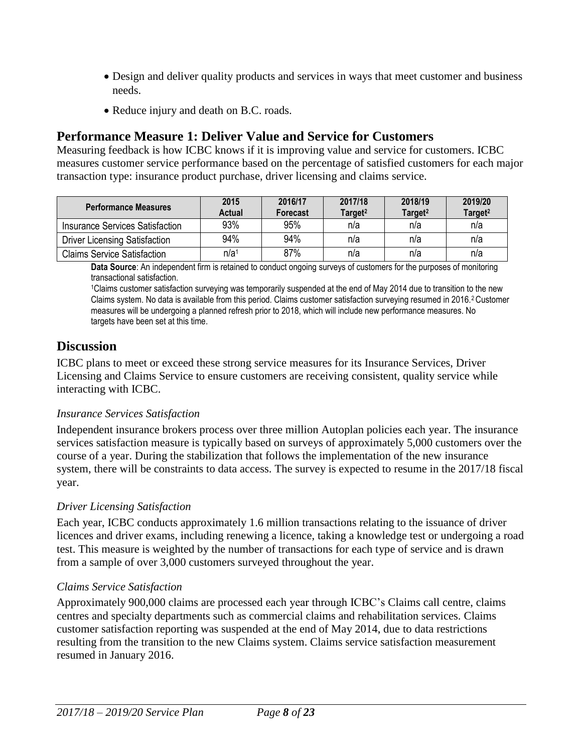- Design and deliver quality products and services in ways that meet customer and business needs.
- Reduce injury and death on B.C. roads.

## Performance Measure 1: Deliver Value and Service for Customers

Measuring feedback is how ICBC knows if it is improving value and service for customers. ICBC measures customer service performance based on the percentage of satisfied customers for each major transaction type: insurance product purchase, driver licensing and claims service.

| Performance Measures | 2015 Actual | 2016/17 Forecast | 2017/18 Target[2] | 2018/19 Target[2] | 2019/20 Target[2] |
|---|---|---|---|---|---|
| Insurance Services Satisfaction | 93% | 95% | n/a | n/a | n/a |
| Driver Licensing Satisfaction | 94% | 94% | n/a | n/a | n/a |
| Claims Service Satisfaction | n/a[1] | 87% | n/a | n/a | n/a |

**Data Source**: An independent firm is retained to conduct ongoing surveys of customers for the purposes of monitoring transactional satisfaction.

[1]Claims customer satisfaction surveying was temporarily suspended at the end of May 2014 due to transition to the new Claims system. No data is available from this period. Claims customer satisfaction surveying resumed in 2016. [2] Customer measures will be undergoing a planned refresh prior to 2018, which will include new performance measures. No targets have been set at this time.

## Discussion

ICBC plans to meet or exceed these strong service measures for its Insurance Services, Driver Licensing and Claims Service to ensure customers are receiving consistent, quality service while interacting with ICBC.

### *Insurance Services Satisfaction*

Independent insurance brokers process over three million Autoplan policies each year. The insurance services satisfaction measure is typically based on surveys of approximately 5,000 customers over the course of a year. During the stabilization that follows the implementation of the new insurance system, there will be constraints to data access. The survey is expected to resume in the 2017/18 fiscal year.

### *Driver Licensing Satisfaction*

Each year, ICBC conducts approximately 1.6 million transactions relating to the issuance of driver licences and driver exams, including renewing a licence, taking a knowledge test or undergoing a road test. This measure is weighted by the number of transactions for each type of service and is drawn from a sample of over 3,000 customers surveyed throughout the year.

### *Claims Service Satisfaction*

Approximately 900,000 claims are processed each year through ICBC's Claims call centre, claims centres and specialty departments such as commercial claims and rehabilitation services. Claims customer satisfaction reporting was suspended at the end of May 2014, due to data restrictions resulting from the transition to the new Claims system. Claims service satisfaction measurement resumed in January 2016.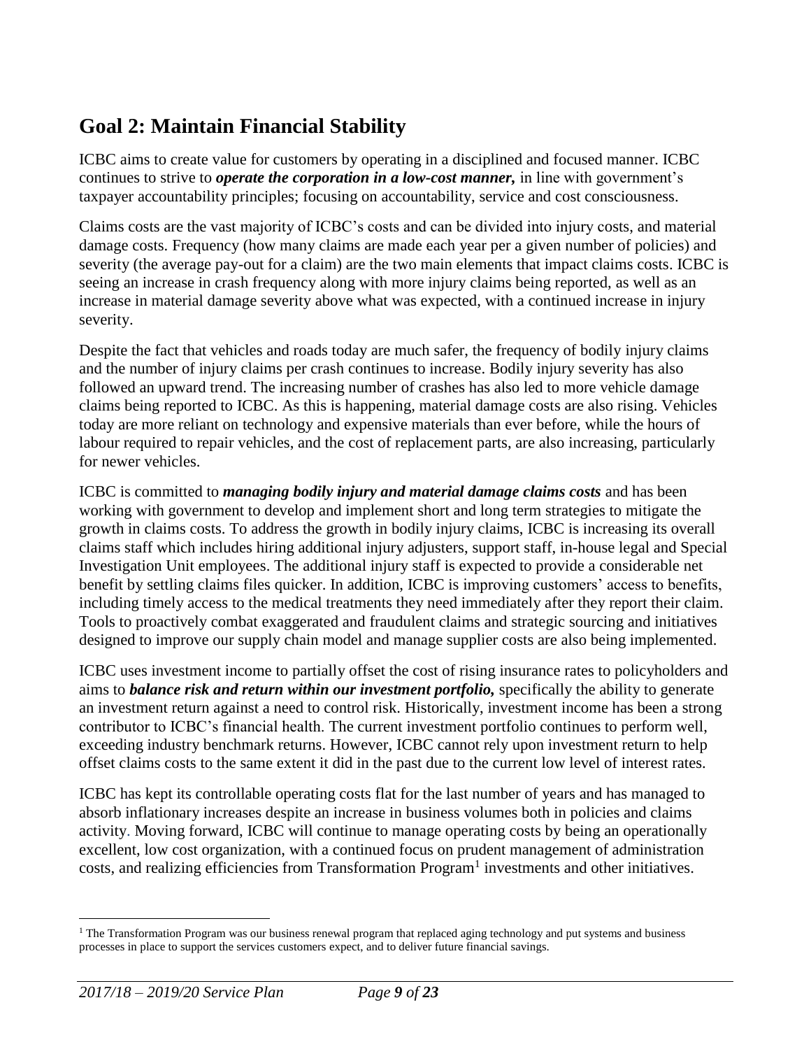## Goal 2: Maintain Financial Stability

ICBC aims to create value for customers by operating in a disciplined and focused manner. ICBC continues to strive to ***operate the corporation in a low-cost manner,*** in line with government's taxpayer accountability principles; focusing on accountability, service and cost consciousness.

Claims costs are the vast majority of ICBC's costs and can be divided into injury costs, and material damage costs. Frequency (how many claims are made each year per a given number of policies) and severity (the average pay-out for a claim) are the two main elements that impact claims costs. ICBC is seeing an increase in crash frequency along with more injury claims being reported, as well as an increase in material damage severity above what was expected, with a continued increase in injury severity.

Despite the fact that vehicles and roads today are much safer, the frequency of bodily injury claims and the number of injury claims per crash continues to increase. Bodily injury severity has also followed an upward trend. The increasing number of crashes has also led to more vehicle damage claims being reported to ICBC. As this is happening, material damage costs are also rising. Vehicles today are more reliant on technology and expensive materials than ever before, while the hours of labour required to repair vehicles, and the cost of replacement parts, are also increasing, particularly for newer vehicles.

ICBC is committed to ***managing bodily injury and material damage claims costs*** and has been working with government to develop and implement short and long term strategies to mitigate the growth in claims costs. To address the growth in bodily injury claims, ICBC is increasing its overall claims staff which includes hiring additional injury adjusters, support staff, in-house legal and Special Investigation Unit employees. The additional injury staff is expected to provide a considerable net benefit by settling claims files quicker. In addition, ICBC is improving customers' access to benefits, including timely access to the medical treatments they need immediately after they report their claim. Tools to proactively combat exaggerated and fraudulent claims and strategic sourcing and initiatives designed to improve our supply chain model and manage supplier costs are also being implemented.

ICBC uses investment income to partially offset the cost of rising insurance rates to policyholders and aims to ***balance risk and return within our investment portfolio,*** specifically the ability to generate an investment return against a need to control risk. Historically, investment income has been a strong contributor to ICBC's financial health. The current investment portfolio continues to perform well, exceeding industry benchmark returns. However, ICBC cannot rely upon investment return to help offset claims costs to the same extent it did in the past due to the current low level of interest rates.

ICBC has kept its controllable operating costs flat for the last number of years and has managed to absorb inflationary increases despite an increase in business volumes both in policies and claims activity. Moving forward, ICBC will continue to manage operating costs by being an operationally excellent, low cost organization, with a continued focus on prudent management of administration costs, and realizing efficiencies from Transformation Program[1] investments and other initiatives.

[1] The Transformation Program was our business renewal program that replaced aging technology and put systems and business processes in place to support the services customers expect, and to deliver future financial savings.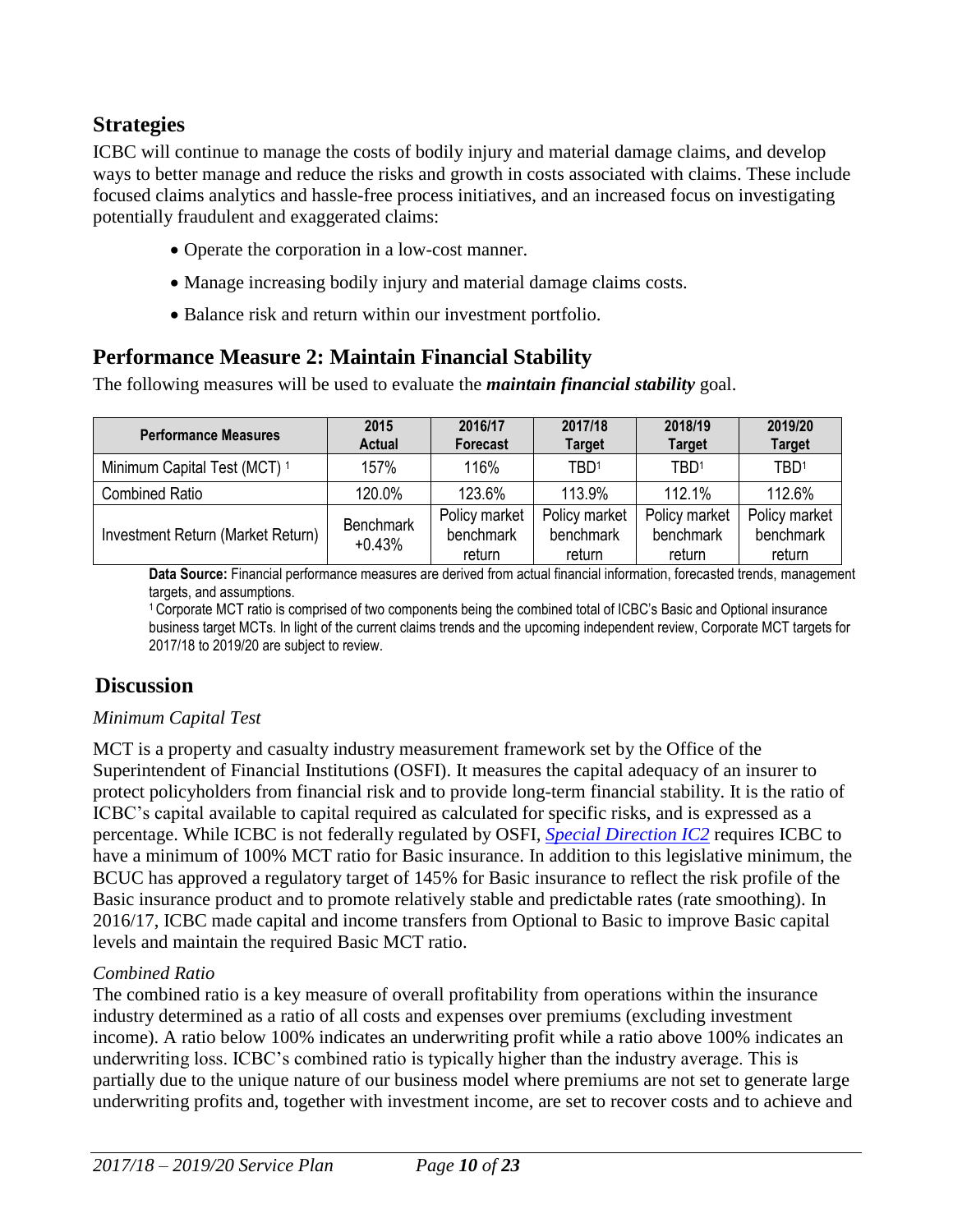## Strategies

ICBC will continue to manage the costs of bodily injury and material damage claims, and develop ways to better manage and reduce the risks and growth in costs associated with claims. These include focused claims analytics and hassle-free process initiatives, and an increased focus on investigating potentially fraudulent and exaggerated claims:

- Operate the corporation in a low-cost manner.
- Manage increasing bodily injury and material damage claims costs.
- Balance risk and return within our investment portfolio.

## Performance Measure 2: Maintain Financial Stability

The following measures will be used to evaluate the ***maintain financial stability*** goal.

| Performance Measures | 2015 Actual | 2016/17 Forecast | 2017/18 Target | 2018/19 Target | 2019/20 Target |
|---|---|---|---|---|---|
| Minimum Capital Test (MCT) [1] | 157% | 116% | TBD[1] | TBD[1] | TBD[1] |
| Combined Ratio | 120.0% | 123.6% | 113.9% | 112.1% | 112.6% |
| Investment Return (Market Return) | Benchmark +0.43% | Policy market benchmark return | Policy market benchmark return | Policy market benchmark return | Policy market benchmark return |

**Data Source:** Financial performance measures are derived from actual financial information, forecasted trends, management targets, and assumptions.

[1] Corporate MCT ratio is comprised of two components being the combined total of ICBC's Basic and Optional insurance business target MCTs. In light of the current claims trends and the upcoming independent review, Corporate MCT targets for 2017/18 to 2019/20 are subject to review.

## Discussion

*Minimum Capital Test*

MCT is a property and casualty industry measurement framework set by the Office of the Superintendent of Financial Institutions (OSFI). It measures the capital adequacy of an insurer to protect policyholders from financial risk and to provide long-term financial stability. It is the ratio of ICBC's capital available to capital required as calculated for specific risks, and is expressed as a percentage. While ICBC is not federally regulated by OSFI, *Special Direction IC2* requires ICBC to have a minimum of 100% MCT ratio for Basic insurance. In addition to this legislative minimum, the BCUC has approved a regulatory target of 145% for Basic insurance to reflect the risk profile of the Basic insurance product and to promote relatively stable and predictable rates (rate smoothing). In 2016/17, ICBC made capital and income transfers from Optional to Basic to improve Basic capital levels and maintain the required Basic MCT ratio.

*Combined Ratio*

The combined ratio is a key measure of overall profitability from operations within the insurance industry determined as a ratio of all costs and expenses over premiums (excluding investment income). A ratio below 100% indicates an underwriting profit while a ratio above 100% indicates an underwriting loss. ICBC's combined ratio is typically higher than the industry average. This is partially due to the unique nature of our business model where premiums are not set to generate large underwriting profits and, together with investment income, are set to recover costs and to achieve and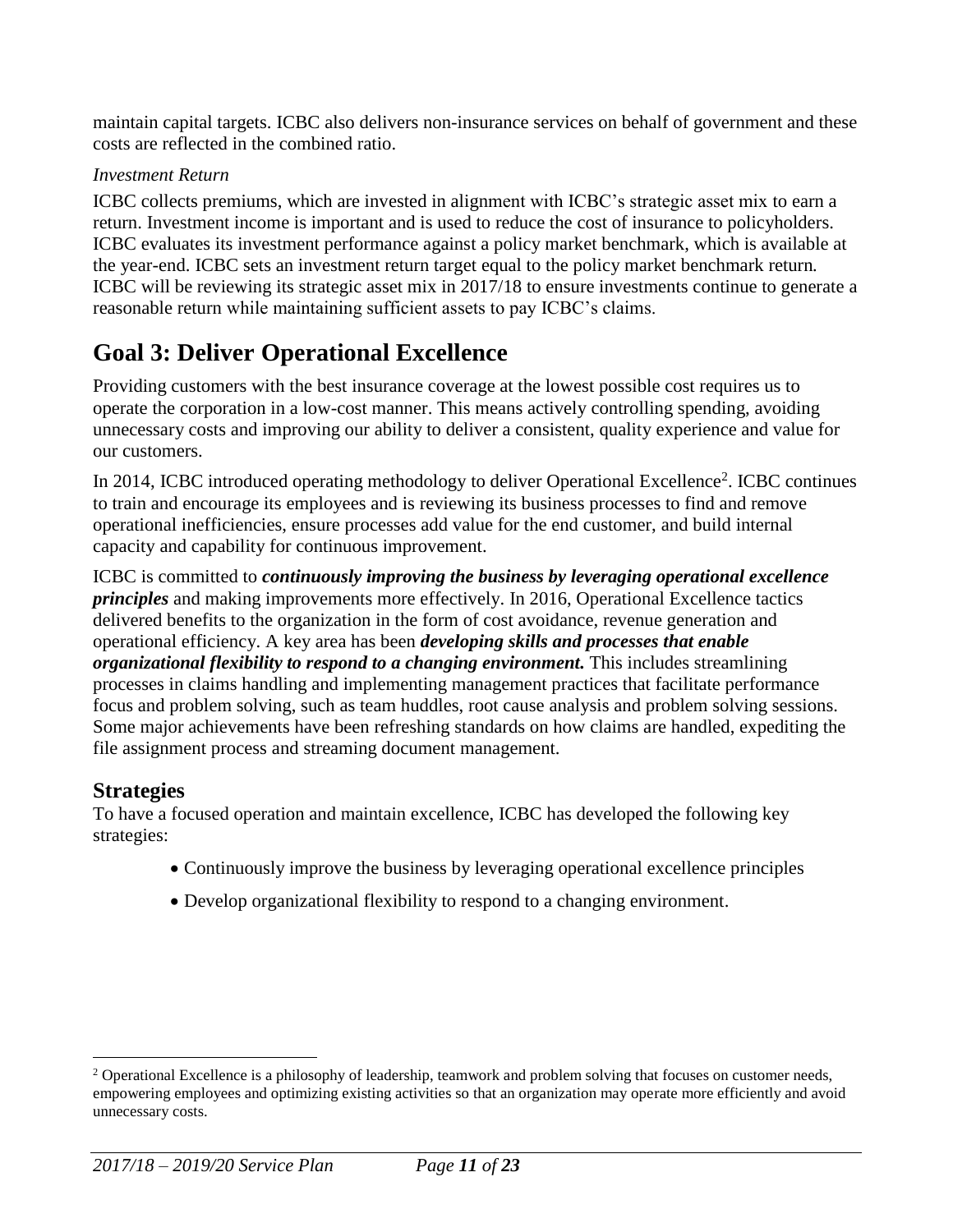maintain capital targets. ICBC also delivers non-insurance services on behalf of government and these costs are reflected in the combined ratio.

*Investment Return*

ICBC collects premiums, which are invested in alignment with ICBC's strategic asset mix to earn a return. Investment income is important and is used to reduce the cost of insurance to policyholders. ICBC evaluates its investment performance against a policy market benchmark, which is available at the year-end. ICBC sets an investment return target equal to the policy market benchmark return. ICBC will be reviewing its strategic asset mix in 2017/18 to ensure investments continue to generate a reasonable return while maintaining sufficient assets to pay ICBC's claims.

# Goal 3: Deliver Operational Excellence

Providing customers with the best insurance coverage at the lowest possible cost requires us to operate the corporation in a low-cost manner. This means actively controlling spending, avoiding unnecessary costs and improving our ability to deliver a consistent, quality experience and value for our customers.

In 2014, ICBC introduced operating methodology to deliver Operational Excellence[2]. ICBC continues to train and encourage its employees and is reviewing its business processes to find and remove operational inefficiencies, ensure processes add value for the end customer, and build internal capacity and capability for continuous improvement.

ICBC is committed to ***continuously improving the business by leveraging operational excellence principles*** and making improvements more effectively. In 2016, Operational Excellence tactics delivered benefits to the organization in the form of cost avoidance, revenue generation and operational efficiency. A key area has been ***developing skills and processes that enable organizational flexibility to respond to a changing environment.*** This includes streamlining processes in claims handling and implementing management practices that facilitate performance focus and problem solving, such as team huddles, root cause analysis and problem solving sessions. Some major achievements have been refreshing standards on how claims are handled, expediting the file assignment process and streaming document management.

## Strategies

To have a focused operation and maintain excellence, ICBC has developed the following key strategies:

- Continuously improve the business by leveraging operational excellence principles
- Develop organizational flexibility to respond to a changing environment.

[2] Operational Excellence is a philosophy of leadership, teamwork and problem solving that focuses on customer needs, empowering employees and optimizing existing activities so that an organization may operate more efficiently and avoid unnecessary costs.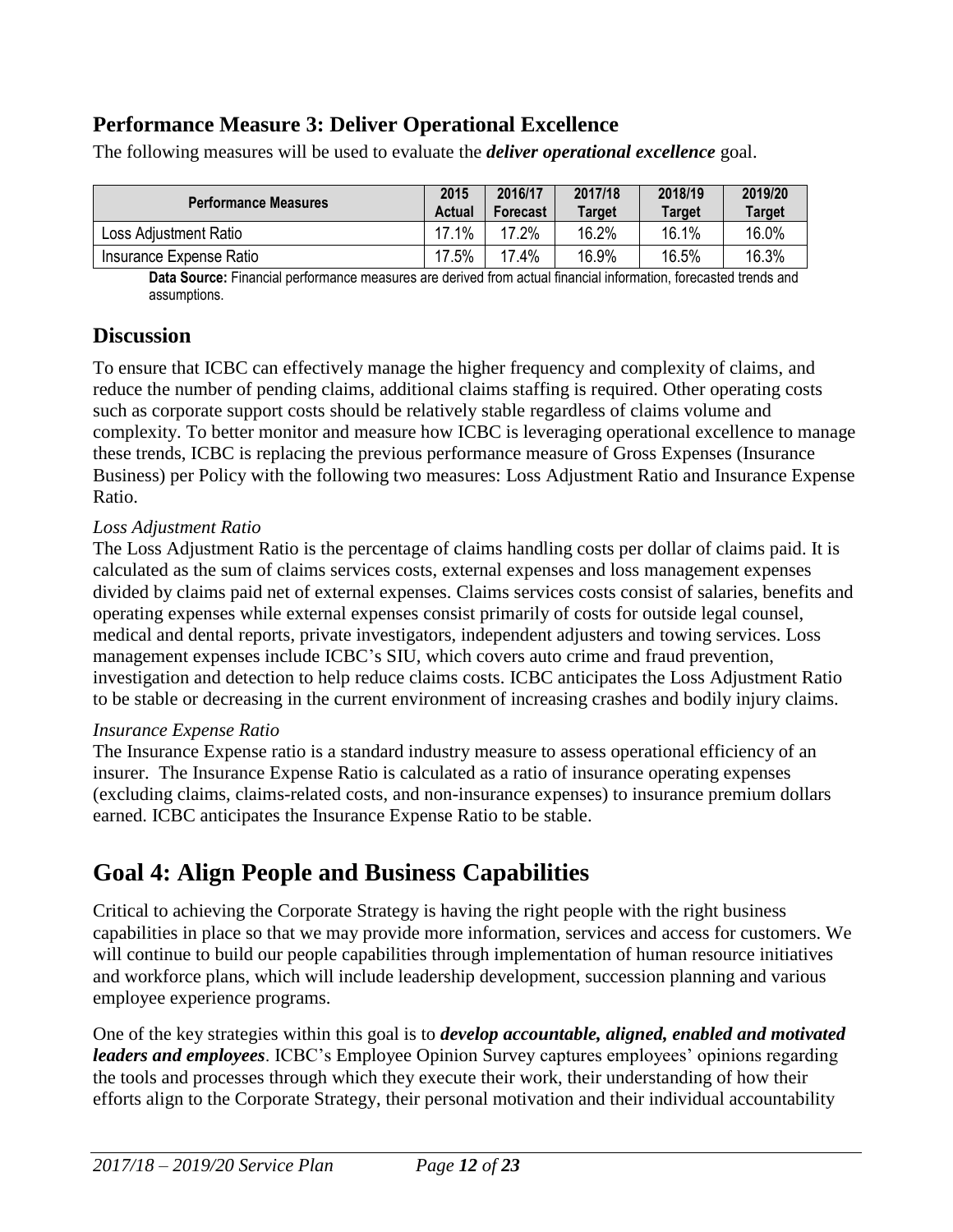## Performance Measure 3: Deliver Operational Excellence

The following measures will be used to evaluate the ***deliver operational excellence*** goal.

| Performance Measures | 2015 Actual | 2016/17 Forecast | 2017/18 Target | 2018/19 Target | 2019/20 Target |
|---|---|---|---|---|---|
| Loss Adjustment Ratio | 17.1% | 17.2% | 16.2% | 16.1% | 16.0% |
| Insurance Expense Ratio | 17.5% | 17.4% | 16.9% | 16.5% | 16.3% |

**Data Source:** Financial performance measures are derived from actual financial information, forecasted trends and assumptions.

## Discussion

To ensure that ICBC can effectively manage the higher frequency and complexity of claims, and reduce the number of pending claims, additional claims staffing is required. Other operating costs such as corporate support costs should be relatively stable regardless of claims volume and complexity. To better monitor and measure how ICBC is leveraging operational excellence to manage these trends, ICBC is replacing the previous performance measure of Gross Expenses (Insurance Business) per Policy with the following two measures: Loss Adjustment Ratio and Insurance Expense Ratio.

*Loss Adjustment Ratio*

The Loss Adjustment Ratio is the percentage of claims handling costs per dollar of claims paid. It is calculated as the sum of claims services costs, external expenses and loss management expenses divided by claims paid net of external expenses. Claims services costs consist of salaries, benefits and operating expenses while external expenses consist primarily of costs for outside legal counsel, medical and dental reports, private investigators, independent adjusters and towing services. Loss management expenses include ICBC's SIU, which covers auto crime and fraud prevention, investigation and detection to help reduce claims costs. ICBC anticipates the Loss Adjustment Ratio to be stable or decreasing in the current environment of increasing crashes and bodily injury claims.

*Insurance Expense Ratio*

The Insurance Expense ratio is a standard industry measure to assess operational efficiency of an insurer. The Insurance Expense Ratio is calculated as a ratio of insurance operating expenses (excluding claims, claims-related costs, and non-insurance expenses) to insurance premium dollars earned. ICBC anticipates the Insurance Expense Ratio to be stable.

# Goal 4: Align People and Business Capabilities

Critical to achieving the Corporate Strategy is having the right people with the right business capabilities in place so that we may provide more information, services and access for customers. We will continue to build our people capabilities through implementation of human resource initiatives and workforce plans, which will include leadership development, succession planning and various employee experience programs.

One of the key strategies within this goal is to ***develop accountable, aligned, enabled and motivated leaders and employees***. ICBC's Employee Opinion Survey captures employees' opinions regarding the tools and processes through which they execute their work, their understanding of how their efforts align to the Corporate Strategy, their personal motivation and their individual accountability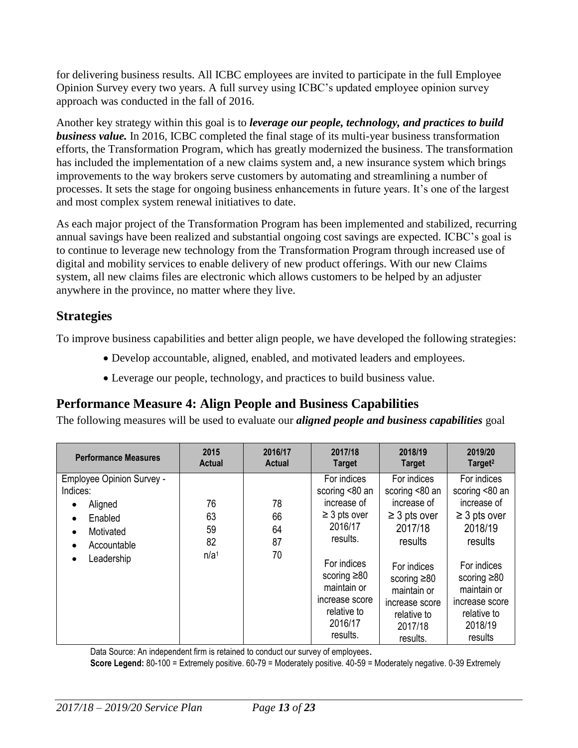for delivering business results. All ICBC employees are invited to participate in the full Employee Opinion Survey every two years. A full survey using ICBC's updated employee opinion survey approach was conducted in the fall of 2016.

Another key strategy within this goal is to ***leverage our people, technology, and practices to build business value.*** In 2016, ICBC completed the final stage of its multi-year business transformation efforts, the Transformation Program, which has greatly modernized the business. The transformation has included the implementation of a new claims system and, a new insurance system which brings improvements to the way brokers serve customers by automating and streamlining a number of processes. It sets the stage for ongoing business enhancements in future years. It's one of the largest and most complex system renewal initiatives to date.

As each major project of the Transformation Program has been implemented and stabilized, recurring annual savings have been realized and substantial ongoing cost savings are expected. ICBC's goal is to continue to leverage new technology from the Transformation Program through increased use of digital and mobility services to enable delivery of new product offerings. With our new Claims system, all new claims files are electronic which allows customers to be helped by an adjuster anywhere in the province, no matter where they live.

## Strategies

To improve business capabilities and better align people, we have developed the following strategies:

- Develop accountable, aligned, enabled, and motivated leaders and employees.
- Leverage our people, technology, and practices to build business value.

## Performance Measure 4: Align People and Business Capabilities

The following measures will be used to evaluate our ***aligned people and business capabilities*** goal

| Performance Measures | 2015 Actual | 2016/17 Actual | 2017/18 Target | 2018/19 Target | 2019/20 Target[2] |
|---|---|---|---|---|---|
| Employee Opinion Survey - Indices:<br>• Aligned<br>• Enabled<br>• Motivated<br>• Accountable<br>• Leadership | <br><br>76<br>63<br>59<br>82<br>n/a[1] | <br><br>78<br>66<br>64<br>87<br>70 | For indices scoring <80 an increase of ≥ 3 pts over 2016/17 results.<br><br>For indices scoring ≥80 maintain or increase score relative to 2016/17 results. | For indices scoring <80 an increase of ≥ 3 pts over 2017/18 results<br><br>For indices scoring ≥80 maintain or increase score relative to 2017/18 results. | For indices scoring <80 an increase of ≥ 3 pts over 2018/19 results<br><br>For indices scoring ≥80 maintain or increase score relative to 2018/19 results |

Data Source: An independent firm is retained to conduct our survey of employees.

**Score Legend:** 80-100 = Extremely positive. 60-79 = Moderately positive. 40-59 = Moderately negative. 0-39 Extremely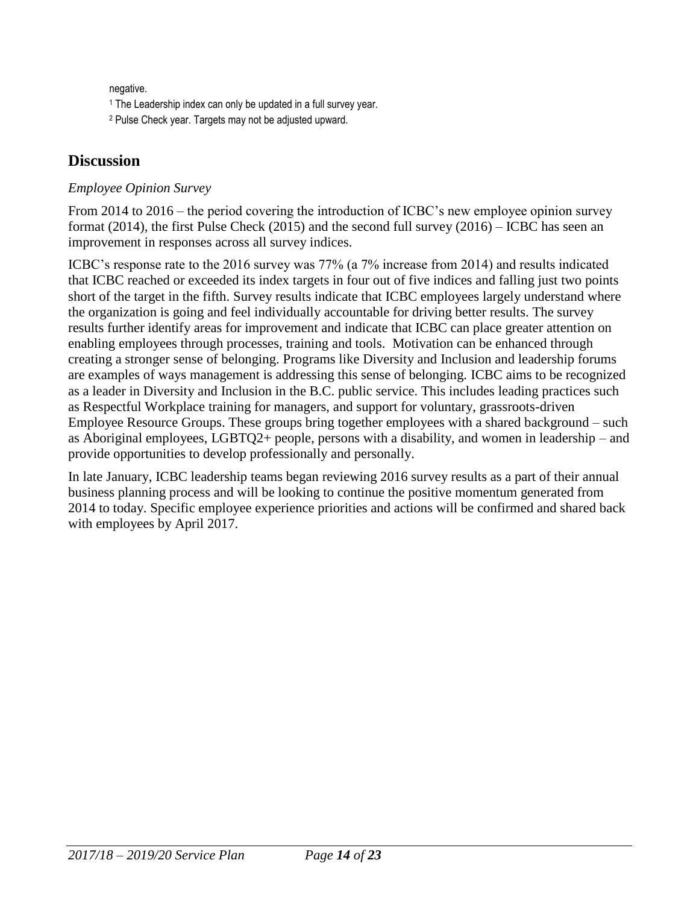negative.

[1] The Leadership index can only be updated in a full survey year.

[2] Pulse Check year. Targets may not be adjusted upward.

## Discussion

*Employee Opinion Survey*

From 2014 to 2016 – the period covering the introduction of ICBC's new employee opinion survey format (2014), the first Pulse Check (2015) and the second full survey (2016) – ICBC has seen an improvement in responses across all survey indices.

ICBC's response rate to the 2016 survey was 77% (a 7% increase from 2014) and results indicated that ICBC reached or exceeded its index targets in four out of five indices and falling just two points short of the target in the fifth. Survey results indicate that ICBC employees largely understand where the organization is going and feel individually accountable for driving better results. The survey results further identify areas for improvement and indicate that ICBC can place greater attention on enabling employees through processes, training and tools. Motivation can be enhanced through creating a stronger sense of belonging. Programs like Diversity and Inclusion and leadership forums are examples of ways management is addressing this sense of belonging. ICBC aims to be recognized as a leader in Diversity and Inclusion in the B.C. public service. This includes leading practices such as Respectful Workplace training for managers, and support for voluntary, grassroots-driven Employee Resource Groups. These groups bring together employees with a shared background – such as Aboriginal employees, LGBTQ2+ people, persons with a disability, and women in leadership – and provide opportunities to develop professionally and personally.

In late January, ICBC leadership teams began reviewing 2016 survey results as a part of their annual business planning process and will be looking to continue the positive momentum generated from 2014 to today. Specific employee experience priorities and actions will be confirmed and shared back with employees by April 2017.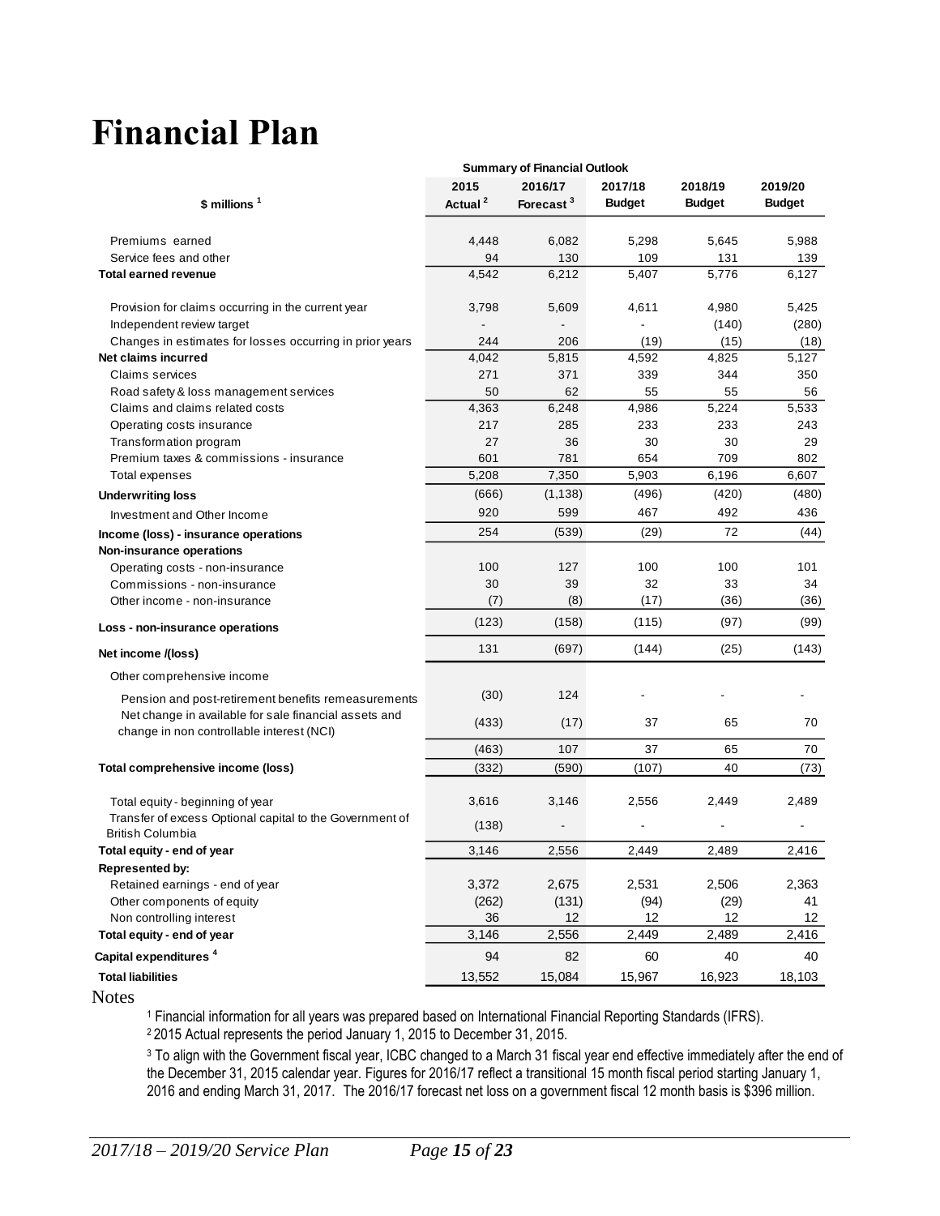# Financial Plan

| Summary of Financial Outlook | | | | | |
|---|---|---|---|---|---|
| $ millions [1] | 2015 Actual [2] | 2016/17 Forecast [3] | 2017/18 Budget | 2018/19 Budget | 2019/20 Budget |
| Premiums earned | 4,448 | 6,082 | 5,298 | 5,645 | 5,988 |
| Service fees and other | 94 | 130 | 109 | 131 | 139 |
| **Total earned revenue** | 4,542 | 6,212 | 5,407 | 5,776 | 6,127 |
| Provision for claims occurring in the current year | 3,798 | 5,609 | 4,611 | 4,980 | 5,425 |
| Independent review target | - | - | - | (140) | (280) |
| Changes in estimates for losses occurring in prior years | 244 | 206 | (19) | (15) | (18) |
| **Net claims incurred** | 4,042 | 5,815 | 4,592 | 4,825 | 5,127 |
| Claims services | 271 | 371 | 339 | 344 | 350 |
| Road safety & loss management services | 50 | 62 | 55 | 55 | 56 |
| Claims and claims related costs | 4,363 | 6,248 | 4,986 | 5,224 | 5,533 |
| Operating costs insurance | 217 | 285 | 233 | 233 | 243 |
| Transformation program | 27 | 36 | 30 | 30 | 29 |
| Premium taxes & commissions - insurance | 601 | 781 | 654 | 709 | 802 |
| Total expenses | 5,208 | 7,350 | 5,903 | 6,196 | 6,607 |
| **Underwriting loss** | (666) | (1,138) | (496) | (420) | (480) |
| Investment and Other Income | 920 | 599 | 467 | 492 | 436 |
| **Income (loss) - insurance operations** | 254 | (539) | (29) | 72 | (44) |
| **Non-insurance operations** | | | | | |
| Operating costs - non-insurance | 100 | 127 | 100 | 100 | 101 |
| Commissions - non-insurance | 30 | 39 | 32 | 33 | 34 |
| Other income - non-insurance | (7) | (8) | (17) | (36) | (36) |
| **Loss - non-insurance operations** | (123) | (158) | (115) | (97) | (99) |
| **Net income /(loss)** | 131 | (697) | (144) | (25) | (143) |
| Other comprehensive income | | | | | |
| Pension and post-retirement benefits remeasurements | (30) | 124 | - | - | - |
| Net change in available for sale financial assets and change in non controllable interest (NCI) | (433) | (17) | 37 | 65 | 70 |
| | (463) | 107 | 37 | 65 | 70 |
| **Total comprehensive income (loss)** | (332) | (590) | (107) | 40 | (73) |
| Total equity - beginning of year | 3,616 | 3,146 | 2,556 | 2,449 | 2,489 |
| Transfer of excess Optional capital to the Government of British Columbia | (138) | - | - | - | - |
| **Total equity - end of year** | 3,146 | 2,556 | 2,449 | 2,489 | 2,416 |
| **Represented by:** | | | | | |
| Retained earnings - end of year | 3,372 | 2,675 | 2,531 | 2,506 | 2,363 |
| Other components of equity | (262) | (131) | (94) | (29) | 41 |
| Non controlling interest | 36 | 12 | 12 | 12 | 12 |
| **Total equity - end of year** | 3,146 | 2,556 | 2,449 | 2,489 | 2,416 |
| **Capital expenditures [4]** | 94 | 82 | 60 | 40 | 40 |
| **Total liabilities** | 13,552 | 15,084 | 15,967 | 16,923 | 18,103 |

Notes

[1] Financial information for all years was prepared based on International Financial Reporting Standards (IFRS).

[2] 2015 Actual represents the period January 1, 2015 to December 31, 2015.

[3] To align with the Government fiscal year, ICBC changed to a March 31 fiscal year end effective immediately after the end of the December 31, 2015 calendar year. Figures for 2016/17 reflect a transitional 15 month fiscal period starting January 1, 2016 and ending March 31, 2017. The 2016/17 forecast net loss on a government fiscal 12 month basis is $396 million.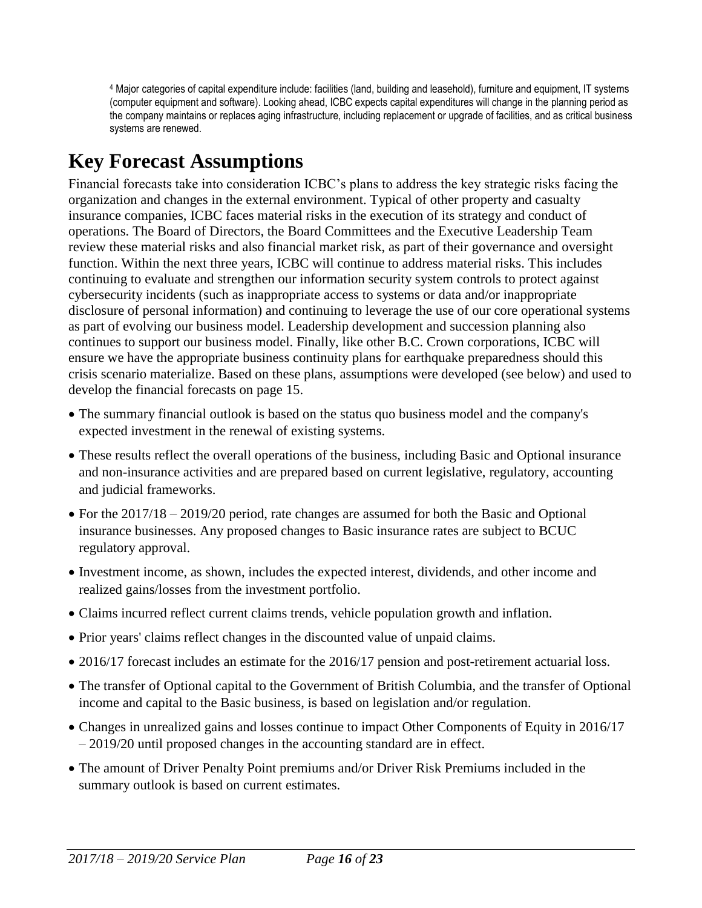[4] Major categories of capital expenditure include: facilities (land, building and leasehold), furniture and equipment, IT systems (computer equipment and software). Looking ahead, ICBC expects capital expenditures will change in the planning period as the company maintains or replaces aging infrastructure, including replacement or upgrade of facilities, and as critical business systems are renewed.

# Key Forecast Assumptions

Financial forecasts take into consideration ICBC's plans to address the key strategic risks facing the organization and changes in the external environment. Typical of other property and casualty insurance companies, ICBC faces material risks in the execution of its strategy and conduct of operations. The Board of Directors, the Board Committees and the Executive Leadership Team review these material risks and also financial market risk, as part of their governance and oversight function. Within the next three years, ICBC will continue to address material risks. This includes continuing to evaluate and strengthen our information security system controls to protect against cybersecurity incidents (such as inappropriate access to systems or data and/or inappropriate disclosure of personal information) and continuing to leverage the use of our core operational systems as part of evolving our business model. Leadership development and succession planning also continues to support our business model. Finally, like other B.C. Crown corporations, ICBC will ensure we have the appropriate business continuity plans for earthquake preparedness should this crisis scenario materialize. Based on these plans, assumptions were developed (see below) and used to develop the financial forecasts on page 15.

- The summary financial outlook is based on the status quo business model and the company's expected investment in the renewal of existing systems.
- These results reflect the overall operations of the business, including Basic and Optional insurance and non-insurance activities and are prepared based on current legislative, regulatory, accounting and judicial frameworks.
- For the 2017/18 – 2019/20 period, rate changes are assumed for both the Basic and Optional insurance businesses. Any proposed changes to Basic insurance rates are subject to BCUC regulatory approval.
- Investment income, as shown, includes the expected interest, dividends, and other income and realized gains/losses from the investment portfolio.
- Claims incurred reflect current claims trends, vehicle population growth and inflation.
- Prior years' claims reflect changes in the discounted value of unpaid claims.
- 2016/17 forecast includes an estimate for the 2016/17 pension and post-retirement actuarial loss.
- The transfer of Optional capital to the Government of British Columbia, and the transfer of Optional income and capital to the Basic business, is based on legislation and/or regulation.
- Changes in unrealized gains and losses continue to impact Other Components of Equity in 2016/17 – 2019/20 until proposed changes in the accounting standard are in effect.
- The amount of Driver Penalty Point premiums and/or Driver Risk Premiums included in the summary outlook is based on current estimates.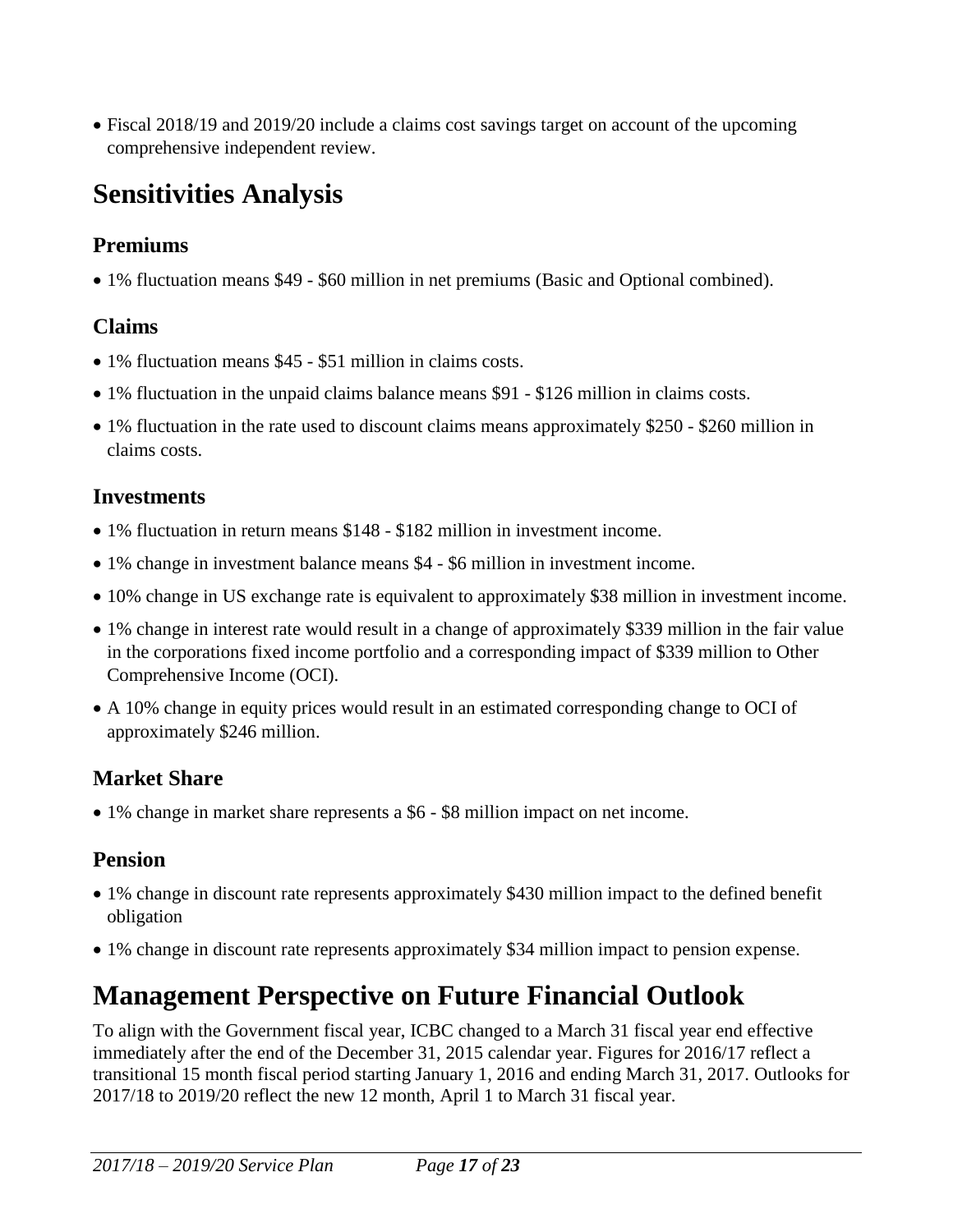- Fiscal 2018/19 and 2019/20 include a claims cost savings target on account of the upcoming comprehensive independent review.

# Sensitivities Analysis

## Premiums

- 1% fluctuation means $49 - $60 million in net premiums (Basic and Optional combined).

## Claims

- 1% fluctuation means $45 - $51 million in claims costs.
- 1% fluctuation in the unpaid claims balance means $91 - $126 million in claims costs.
- 1% fluctuation in the rate used to discount claims means approximately $250 - $260 million in claims costs.

## Investments

- 1% fluctuation in return means $148 - $182 million in investment income.
- 1% change in investment balance means $4 - $6 million in investment income.
- 10% change in US exchange rate is equivalent to approximately $38 million in investment income.
- 1% change in interest rate would result in a change of approximately $339 million in the fair value in the corporations fixed income portfolio and a corresponding impact of $339 million to Other Comprehensive Income (OCI).
- A 10% change in equity prices would result in an estimated corresponding change to OCI of approximately $246 million.

## Market Share

- 1% change in market share represents a $6 - $8 million impact on net income.

## Pension

- 1% change in discount rate represents approximately $430 million impact to the defined benefit obligation
- 1% change in discount rate represents approximately $34 million impact to pension expense.

# Management Perspective on Future Financial Outlook

To align with the Government fiscal year, ICBC changed to a March 31 fiscal year end effective immediately after the end of the December 31, 2015 calendar year. Figures for 2016/17 reflect a transitional 15 month fiscal period starting January 1, 2016 and ending March 31, 2017. Outlooks for 2017/18 to 2019/20 reflect the new 12 month, April 1 to March 31 fiscal year.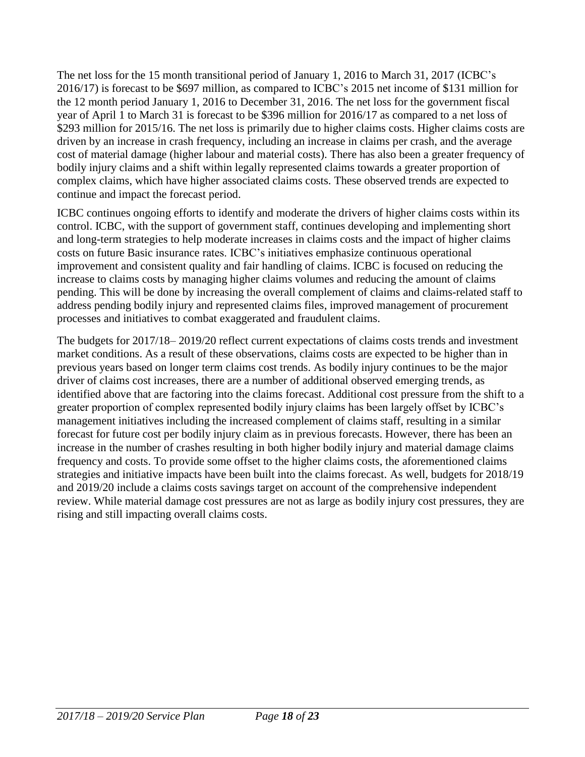The net loss for the 15 month transitional period of January 1, 2016 to March 31, 2017 (ICBC's 2016/17) is forecast to be $697 million, as compared to ICBC's 2015 net income of $131 million for the 12 month period January 1, 2016 to December 31, 2016. The net loss for the government fiscal year of April 1 to March 31 is forecast to be $396 million for 2016/17 as compared to a net loss of $293 million for 2015/16. The net loss is primarily due to higher claims costs. Higher claims costs are driven by an increase in crash frequency, including an increase in claims per crash, and the average cost of material damage (higher labour and material costs). There has also been a greater frequency of bodily injury claims and a shift within legally represented claims towards a greater proportion of complex claims, which have higher associated claims costs. These observed trends are expected to continue and impact the forecast period.

ICBC continues ongoing efforts to identify and moderate the drivers of higher claims costs within its control. ICBC, with the support of government staff, continues developing and implementing short and long-term strategies to help moderate increases in claims costs and the impact of higher claims costs on future Basic insurance rates. ICBC's initiatives emphasize continuous operational improvement and consistent quality and fair handling of claims. ICBC is focused on reducing the increase to claims costs by managing higher claims volumes and reducing the amount of claims pending. This will be done by increasing the overall complement of claims and claims-related staff to address pending bodily injury and represented claims files, improved management of procurement processes and initiatives to combat exaggerated and fraudulent claims.

The budgets for 2017/18– 2019/20 reflect current expectations of claims costs trends and investment market conditions. As a result of these observations, claims costs are expected to be higher than in previous years based on longer term claims cost trends. As bodily injury continues to be the major driver of claims cost increases, there are a number of additional observed emerging trends, as identified above that are factoring into the claims forecast. Additional cost pressure from the shift to a greater proportion of complex represented bodily injury claims has been largely offset by ICBC's management initiatives including the increased complement of claims staff, resulting in a similar forecast for future cost per bodily injury claim as in previous forecasts. However, there has been an increase in the number of crashes resulting in both higher bodily injury and material damage claims frequency and costs. To provide some offset to the higher claims costs, the aforementioned claims strategies and initiative impacts have been built into the claims forecast. As well, budgets for 2018/19 and 2019/20 include a claims costs savings target on account of the comprehensive independent review. While material damage cost pressures are not as large as bodily injury cost pressures, they are rising and still impacting overall claims costs.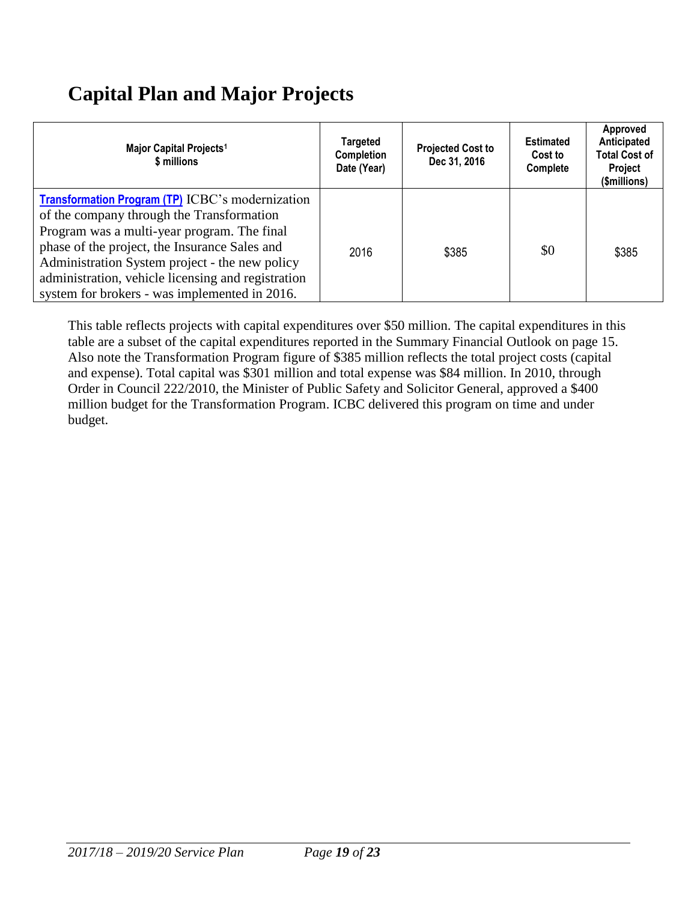# Capital Plan and Major Projects

| Major Capital Projects[1] $ millions | Targeted Completion Date (Year) | Projected Cost to Dec 31, 2016 | Estimated Cost to Complete | Approved Anticipated Total Cost of Project ($millions) |
|---|---|---|---|---|
| **Transformation Program (TP)** ICBC's modernization of the company through the Transformation Program was a multi-year program. The final phase of the project, the Insurance Sales and Administration System project - the new policy administration, vehicle licensing and registration system for brokers - was implemented in 2016. | 2016 | $385 | $0 | $385 |

This table reflects projects with capital expenditures over $50 million. The capital expenditures in this table are a subset of the capital expenditures reported in the Summary Financial Outlook on page 15. Also note the Transformation Program figure of $385 million reflects the total project costs (capital and expense). Total capital was $301 million and total expense was $84 million. In 2010, through Order in Council 222/2010, the Minister of Public Safety and Solicitor General, approved a $400 million budget for the Transformation Program. ICBC delivered this program on time and under budget.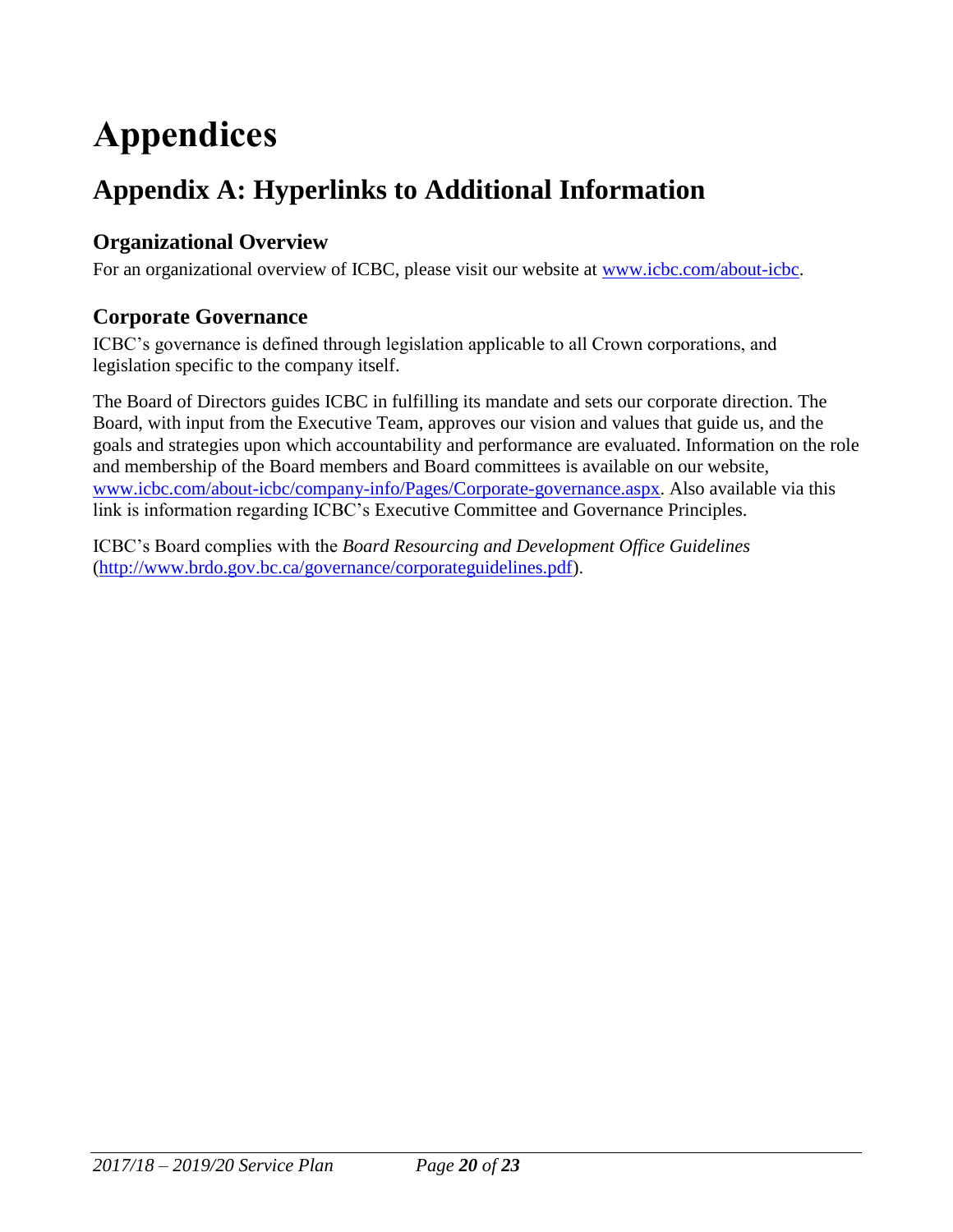# Appendices

## Appendix A: Hyperlinks to Additional Information

### Organizational Overview

For an organizational overview of ICBC, please visit our website at [www.icbc.com/about-icbc](www.icbc.com/about-icbc).

### Corporate Governance

ICBC's governance is defined through legislation applicable to all Crown corporations, and legislation specific to the company itself.

The Board of Directors guides ICBC in fulfilling its mandate and sets our corporate direction. The Board, with input from the Executive Team, approves our vision and values that guide us, and the goals and strategies upon which accountability and performance are evaluated. Information on the role and membership of the Board members and Board committees is available on our website, [www.icbc.com/about-icbc/company-info/Pages/Corporate-governance.aspx](www.icbc.com/about-icbc/company-info/Pages/Corporate-governance.aspx). Also available via this link is information regarding ICBC's Executive Committee and Governance Principles.

ICBC's Board complies with the *Board Resourcing and Development Office Guidelines* ([http://www.brdo.gov.bc.ca/governance/corporateguidelines.pdf](http://www.brdo.gov.bc.ca/governance/corporateguidelines.pdf)).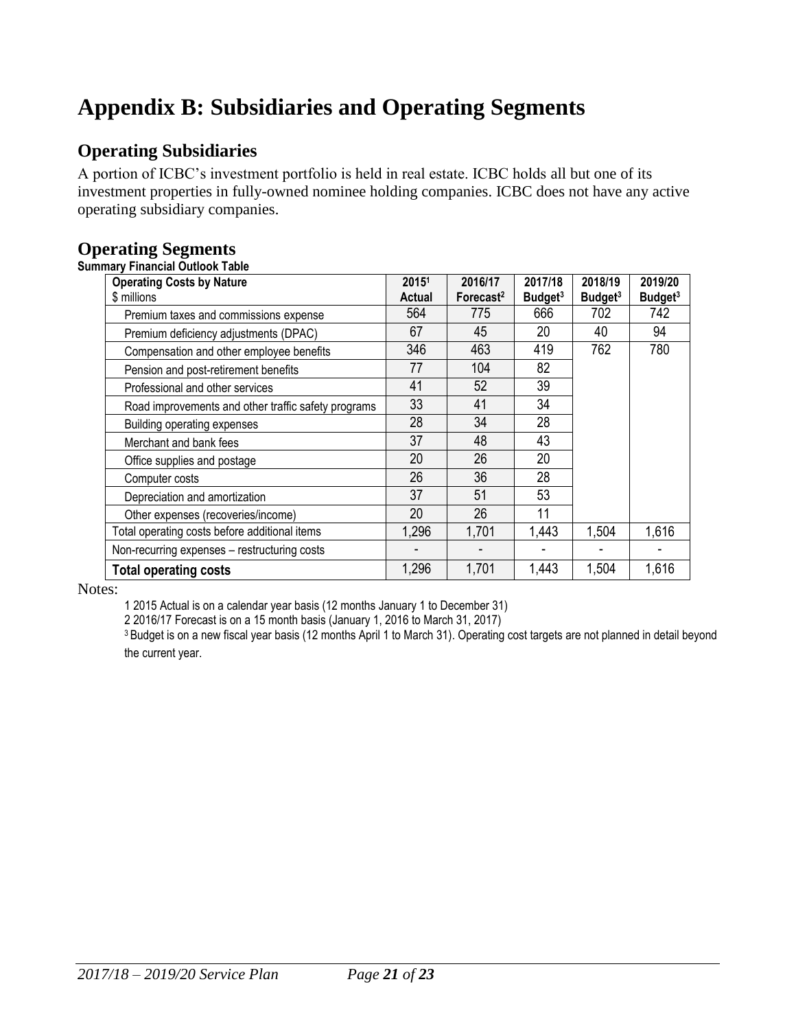# Appendix B: Subsidiaries and Operating Segments

## Operating Subsidiaries

A portion of ICBC's investment portfolio is held in real estate. ICBC holds all but one of its investment properties in fully-owned nominee holding companies. ICBC does not have any active operating subsidiary companies.

## Operating Segments

**Summary Financial Outlook Table**

| **Operating Costs by Nature** $ millions | **2015[1] Actual** | **2016/17 Forecast[2]** | **2017/18 Budget[3]** | **2018/19 Budget[3]** | **2019/20 Budget[3]** |
|---|---|---|---|---|---|
| Premium taxes and commissions expense | 564 | 775 | 666 | 702 | 742 |
| Premium deficiency adjustments (DPAC) | 67 | 45 | 20 | 40 | 94 |
| Compensation and other employee benefits | 346 | 463 | 419 | 762 | 780 |
| Pension and post-retirement benefits | 77 | 104 | 82 | | |
| Professional and other services | 41 | 52 | 39 | | |
| Road improvements and other traffic safety programs | 33 | 41 | 34 | | |
| Building operating expenses | 28 | 34 | 28 | | |
| Merchant and bank fees | 37 | 48 | 43 | | |
| Office supplies and postage | 20 | 26 | 20 | | |
| Computer costs | 26 | 36 | 28 | | |
| Depreciation and amortization | 37 | 51 | 53 | | |
| Other expenses (recoveries/income) | 20 | 26 | 11 | | |
| Total operating costs before additional items | 1,296 | 1,701 | 1,443 | 1,504 | 1,616 |
| Non-recurring expenses – restructuring costs | - | - | - | - | - |
| **Total operating costs** | 1,296 | 1,701 | 1,443 | 1,504 | 1,616 |

Notes:

1 2015 Actual is on a calendar year basis (12 months January 1 to December 31)

2 2016/17 Forecast is on a 15 month basis (January 1, 2016 to March 31, 2017)

3 Budget is on a new fiscal year basis (12 months April 1 to March 31). Operating cost targets are not planned in detail beyond the current year.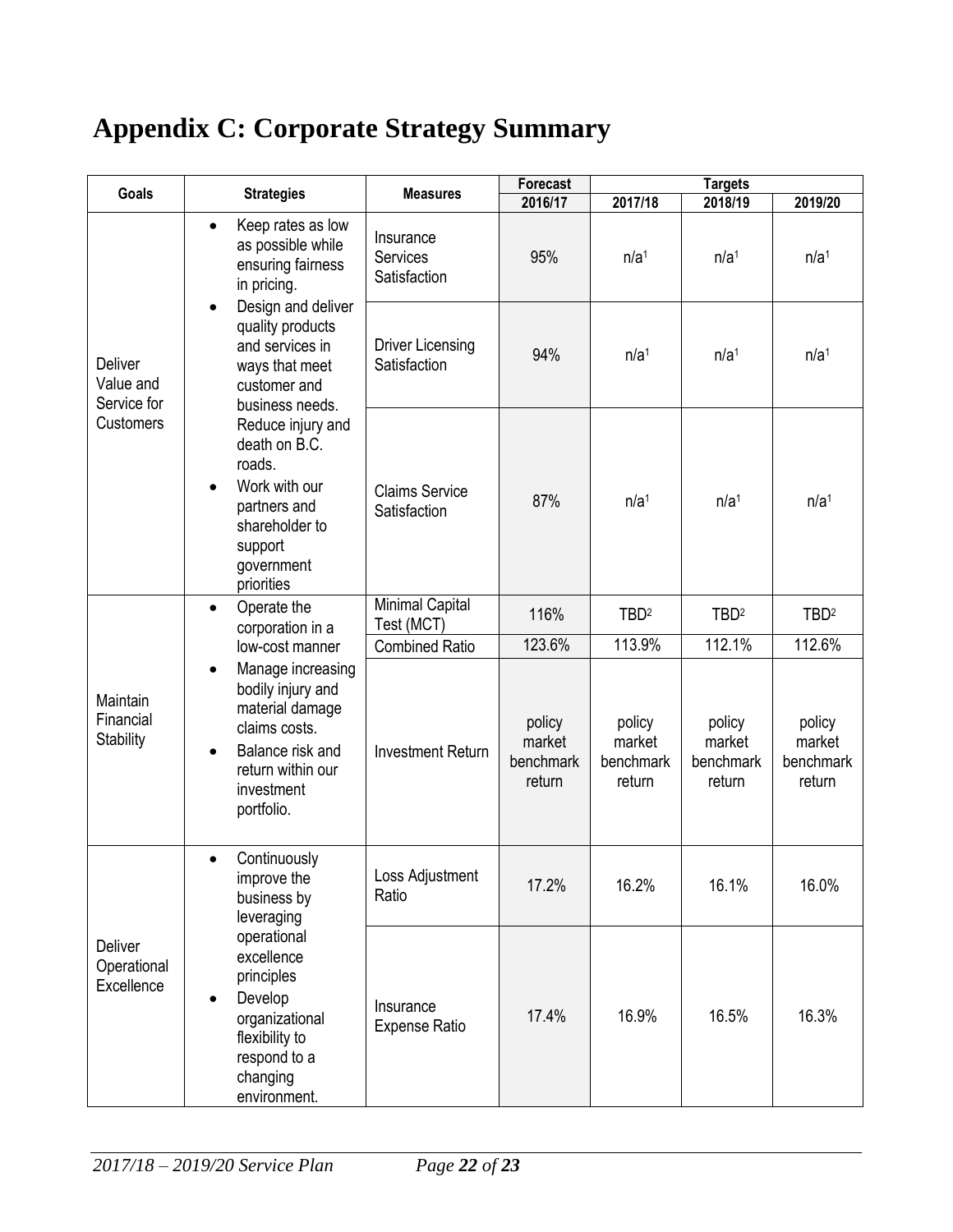# Appendix C: Corporate Strategy Summary

| Goals | Strategies | Measures | Forecast | Targets | | |
|---|---|---|---|---|---|---|
| | | | 2016/17 | 2017/18 | 2018/19 | 2019/20 |
| Deliver Value and Service for Customers | • Keep rates as low as possible while ensuring fairness in pricing. • Design and deliver quality products and services in ways that meet customer and business needs. Reduce injury and death on B.C. roads. • Work with our partners and shareholder to support government priorities | Insurance Services Satisfaction | 95% | n/a[1] | n/a[1] | n/a[1] |
| | | Driver Licensing Satisfaction | 94% | n/a[1] | n/a[1] | n/a[1] |
| | | Claims Service Satisfaction | 87% | n/a[1] | n/a[1] | n/a[1] |
| Maintain Financial Stability | • Operate the corporation in a low-cost manner • Manage increasing bodily injury and material damage claims costs. • Balance risk and return within our investment portfolio. | Minimal Capital Test (MCT) | 116% | TBD[2] | TBD[2] | TBD[2] |
| | | Combined Ratio | 123.6% | 113.9% | 112.1% | 112.6% |
| | | Investment Return | policy market benchmark return | policy market benchmark return | policy market benchmark return | policy market benchmark return |
| Deliver Operational Excellence | • Continuously improve the business by leveraging operational excellence principles • Develop organizational flexibility to respond to a changing environment. | Loss Adjustment Ratio | 17.2% | 16.2% | 16.1% | 16.0% |
| | | Insurance Expense Ratio | 17.4% | 16.9% | 16.5% | 16.3% |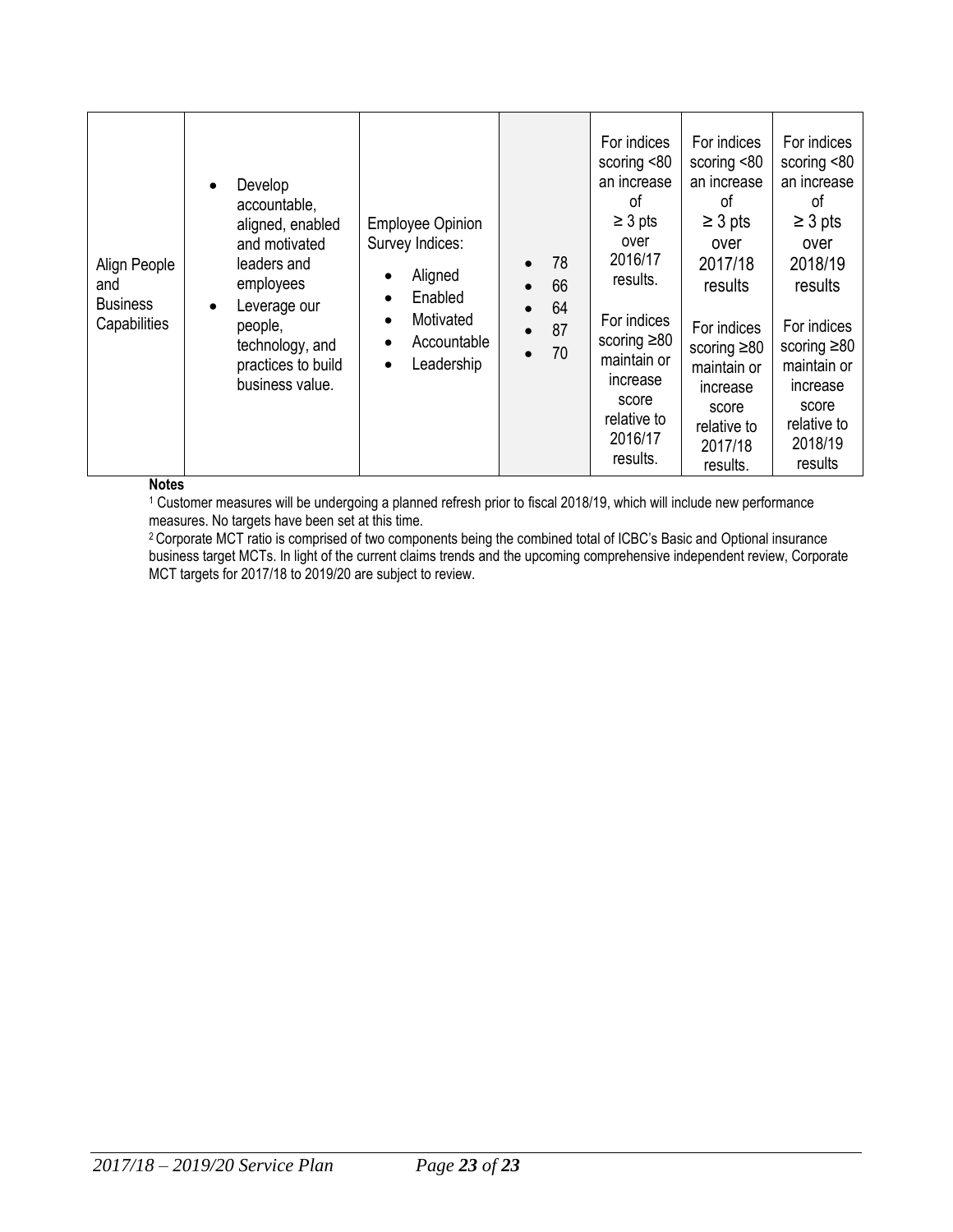| | | | | | | |
|---|---|---|---|---|---|---|
| Align People and Business Capabilities | • Develop accountable, aligned, enabled and motivated leaders and employees<br>• Leverage our people, technology, and practices to build business value. | Employee Opinion Survey Indices:<br>• Aligned<br>• Enabled<br>• Motivated<br>• Accountable<br>• Leadership | • 78<br>• 66<br>• 64<br>• 87<br>• 70 | For indices scoring <80 an increase of ≥ 3 pts over 2016/17 results.<br><br>For indices scoring ≥80 maintain or increase score relative to 2016/17 results. | For indices scoring <80 an increase of ≥ 3 pts over 2017/18 results<br><br>For indices scoring ≥80 maintain or increase score relative to 2017/18 results. | For indices scoring <80 an increase of ≥ 3 pts over 2018/19 results<br><br>For indices scoring ≥80 maintain or increase score relative to 2018/19 results |

**Notes**

[1] Customer measures will be undergoing a planned refresh prior to fiscal 2018/19, which will include new performance measures. No targets have been set at this time.

[2] Corporate MCT ratio is comprised of two components being the combined total of ICBC's Basic and Optional insurance business target MCTs. In light of the current claims trends and the upcoming comprehensive independent review, Corporate MCT targets for 2017/18 to 2019/20 are subject to review.